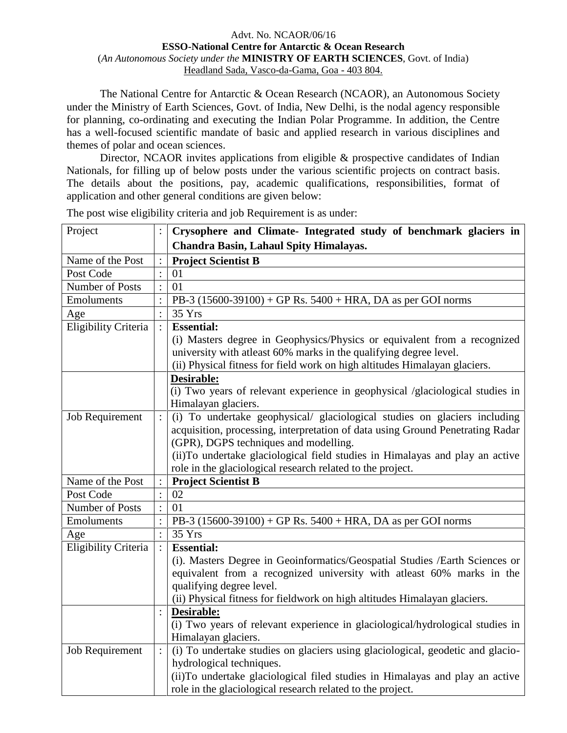Advt. No. NCAOR/06/16

**ESSO-National Centre for Antarctic & Ocean Research**

(*An Autonomous Society under the* **MINISTRY OF EARTH SCIENCES**, Govt. of India)

Headland Sada, Vasco-da-Gama, Goa - 403 804.

The National Centre for Antarctic & Ocean Research (NCAOR), an Autonomous Society under the Ministry of Earth Sciences, Govt. of India, New Delhi, is the nodal agency responsible for planning, co-ordinating and executing the Indian Polar Programme. In addition, the Centre has a well-focused scientific mandate of basic and applied research in various disciplines and themes of polar and ocean sciences.

Director, NCAOR invites applications from eligible & prospective candidates of Indian Nationals, for filling up of below posts under the various scientific projects on contract basis. The details about the positions, pay, academic qualifications, responsibilities, format of application and other general conditions are given below:

The post wise eligibility criteria and job Requirement is as under:

| Project | : | **Crysophere and Climate- Integrated study of benchmark glaciers in Chandra Basin, Lahaul Spity Himalayas.** |
|---|---|---|
| Name of the Post | : | **Project Scientist B** |
| Post Code | : | 01 |
| Number of Posts | : | 01 |
| Emoluments | : | PB-3 (15600-39100) + GP Rs. 5400 + HRA, DA as per GOI norms |
| Age | : | 35 Yrs |
| Eligibility Criteria | : | **Essential:**<br>(i) Masters degree in Geophysics/Physics or equivalent from a recognized university with atleast 60% marks in the qualifying degree level.<br>(ii) Physical fitness for field work on high altitudes Himalayan glaciers. |
| | | **Desirable:**<br>(i) Two years of relevant experience in geophysical /glaciological studies in Himalayan glaciers. |
| Job Requirement | : | (i) To undertake geophysical/ glaciological studies on glaciers including acquisition, processing, interpretation of data using Ground Penetrating Radar (GPR), DGPS techniques and modelling.<br>(ii)To undertake glaciological field studies in Himalayas and play an active role in the glaciological research related to the project. |
| Name of the Post | : | **Project Scientist B** |
| Post Code | : | 02 |
| Number of Posts | : | 01 |
| Emoluments | : | PB-3 (15600-39100) + GP Rs. 5400 + HRA, DA as per GOI norms |
| Age | : | 35 Yrs |
| Eligibility Criteria | : | **Essential:**<br>(i). Masters Degree in Geoinformatics/Geospatial Studies /Earth Sciences or equivalent from a recognized university with atleast 60% marks in the qualifying degree level.<br>(ii) Physical fitness for fieldwork on high altitudes Himalayan glaciers. |
| | : | **Desirable:**<br>(i) Two years of relevant experience in glaciological/hydrological studies in Himalayan glaciers. |
| Job Requirement | : | (i) To undertake studies on glaciers using glaciological, geodetic and glacio-hydrological techniques.<br>(ii)To undertake glaciological filed studies in Himalayas and play an active role in the glaciological research related to the project. |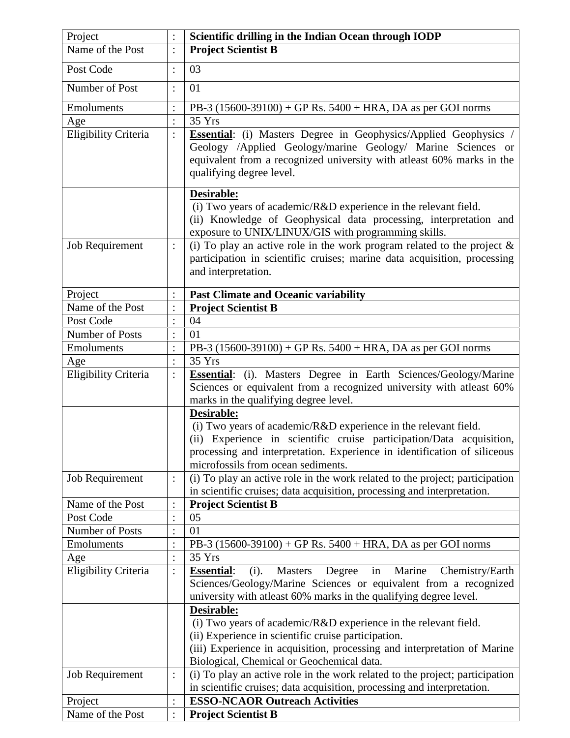| Project | : | **Scientific drilling in the Indian Ocean through IODP** |
|---|---|---|
| Name of the Post | : | **Project Scientist B** |
| Post Code | : | 03 |
| Number of Post | : | 01 |
| Emoluments | : | PB-3 (15600-39100) + GP Rs. 5400 + HRA, DA as per GOI norms |
| Age | : | 35 Yrs |
| Eligibility Criteria | : | **Essential**: (i) Masters Degree in Geophysics/Applied Geophysics / Geology /Applied Geology/marine Geology/ Marine Sciences or equivalent from a recognized university with atleast 60% marks in the qualifying degree level. |
| | | **Desirable:** (i) Two years of academic/R&D experience in the relevant field. (ii) Knowledge of Geophysical data processing, interpretation and exposure to UNIX/LINUX/GIS with programming skills. |
| Job Requirement | : | (i) To play an active role in the work program related to the project & participation in scientific cruises; marine data acquisition, processing and interpretation. |
| Project | : | **Past Climate and Oceanic variability** |
| Name of the Post | : | **Project Scientist B** |
| Post Code | : | 04 |
| Number of Posts | : | 01 |
| Emoluments | : | PB-3 (15600-39100) + GP Rs. 5400 + HRA, DA as per GOI norms |
| Age | : | 35 Yrs |
| Eligibility Criteria | : | **Essential**: (i). Masters Degree in Earth Sciences/Geology/Marine Sciences or equivalent from a recognized university with atleast 60% marks in the qualifying degree level. |
| | | **Desirable:** (i) Two years of academic/R&D experience in the relevant field. (ii) Experience in scientific cruise participation/Data acquisition, processing and interpretation. Experience in identification of siliceous microfossils from ocean sediments. |
| Job Requirement | : | (i) To play an active role in the work related to the project; participation in scientific cruises; data acquisition, processing and interpretation. |
| Name of the Post | : | **Project Scientist B** |
| Post Code | : | 05 |
| Number of Posts | : | 01 |
| Emoluments | : | PB-3 (15600-39100) + GP Rs. 5400 + HRA, DA as per GOI norms |
| Age | : | 35 Yrs |
| Eligibility Criteria | : | **Essential**: (i). Masters Degree in Marine Chemistry/Earth Sciences/Geology/Marine Sciences or equivalent from a recognized university with atleast 60% marks in the qualifying degree level. |
| | | **Desirable:** (i) Two years of academic/R&D experience in the relevant field. (ii) Experience in scientific cruise participation. (iii) Experience in acquisition, processing and interpretation of Marine Biological, Chemical or Geochemical data. |
| Job Requirement | : | (i) To play an active role in the work related to the project; participation in scientific cruises; data acquisition, processing and interpretation. |
| Project | : | **ESSO-NCAOR Outreach Activities** |
| Name of the Post | : | **Project Scientist B** |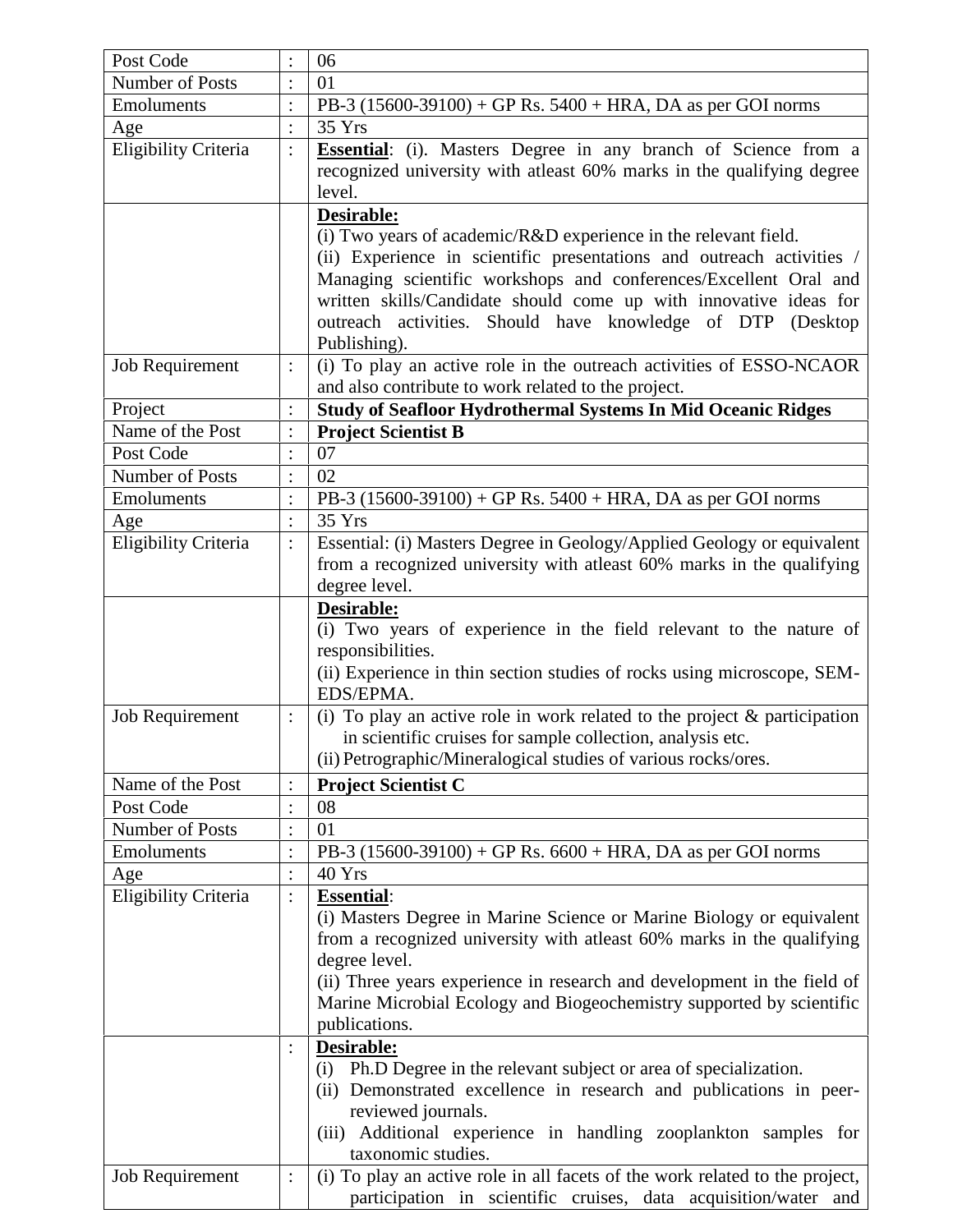| | | |
|---|---|---|
| Post Code | : | 06 |
| Number of Posts | : | 01 |
| Emoluments | : | PB-3 (15600-39100) + GP Rs. 5400 + HRA, DA as per GOI norms |
| Age | : | 35 Yrs |
| Eligibility Criteria | : | **Essential**: (i). Masters Degree in any branch of Science from a recognized university with atleast 60% marks in the qualifying degree level. |
| | | **Desirable:**<br>(i) Two years of academic/R&D experience in the relevant field.<br>(ii) Experience in scientific presentations and outreach activities / Managing scientific workshops and conferences/Excellent Oral and written skills/Candidate should come up with innovative ideas for outreach activities. Should have knowledge of DTP (Desktop Publishing). |
| Job Requirement | : | (i) To play an active role in the outreach activities of ESSO-NCAOR and also contribute to work related to the project. |
| Project | : | **Study of Seafloor Hydrothermal Systems In Mid Oceanic Ridges** |
| Name of the Post | : | **Project Scientist B** |
| Post Code | : | 07 |
| Number of Posts | : | 02 |
| Emoluments | : | PB-3 (15600-39100) + GP Rs. 5400 + HRA, DA as per GOI norms |
| Age | : | 35 Yrs |
| Eligibility Criteria | : | Essential: (i) Masters Degree in Geology/Applied Geology or equivalent from a recognized university with atleast 60% marks in the qualifying degree level. |
| | | **Desirable:**<br>(i) Two years of experience in the field relevant to the nature of responsibilities.<br>(ii) Experience in thin section studies of rocks using microscope, SEM-EDS/EPMA. |
| Job Requirement | : | (i) To play an active role in work related to the project & participation in scientific cruises for sample collection, analysis etc.<br>(ii) Petrographic/Mineralogical studies of various rocks/ores. |
| Name of the Post | : | **Project Scientist C** |
| Post Code | : | 08 |
| Number of Posts | : | 01 |
| Emoluments | : | PB-3 (15600-39100) + GP Rs. 6600 + HRA, DA as per GOI norms |
| Age | : | 40 Yrs |
| Eligibility Criteria | : | **Essential**:<br>(i) Masters Degree in Marine Science or Marine Biology or equivalent from a recognized university with atleast 60% marks in the qualifying degree level.<br>(ii) Three years experience in research and development in the field of Marine Microbial Ecology and Biogeochemistry supported by scientific publications. |
| | : | **Desirable:**<br>(i) Ph.D Degree in the relevant subject or area of specialization.<br>(ii) Demonstrated excellence in research and publications in peer-reviewed journals.<br>(iii) Additional experience in handling zooplankton samples for taxonomic studies. |
| Job Requirement | : | (i) To play an active role in all facets of the work related to the project, participation in scientific cruises, data acquisition/water and |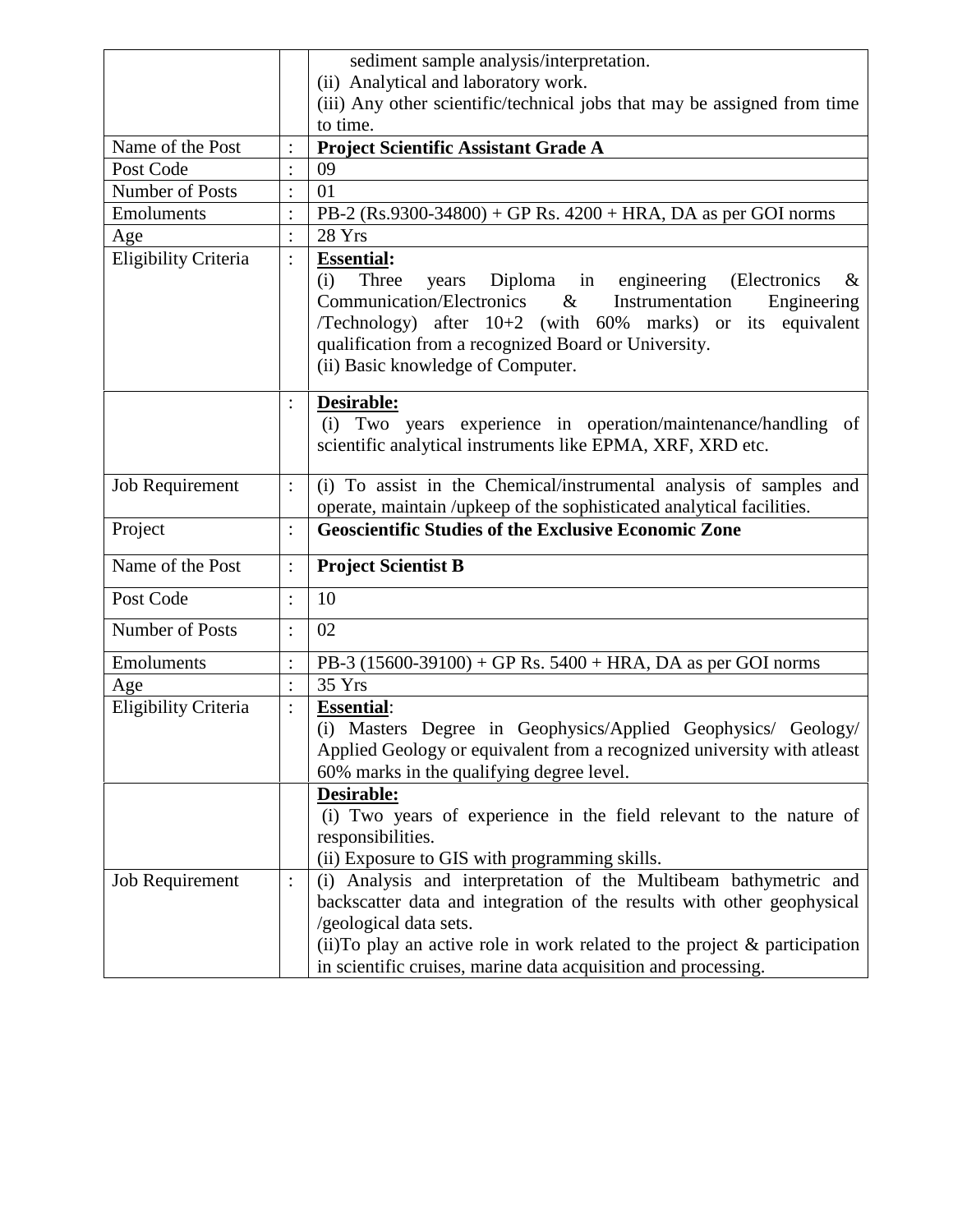| | | |
|---|---|---|
| | | sediment sample analysis/interpretation.<br>(ii) Analytical and laboratory work.<br>(iii) Any other scientific/technical jobs that may be assigned from time to time. |
| Name of the Post | : | **Project Scientific Assistant Grade A** |
| Post Code | : | 09 |
| Number of Posts | : | 01 |
| Emoluments | : | PB-2 (Rs.9300-34800) + GP Rs. 4200 + HRA, DA as per GOI norms |
| Age | : | 28 Yrs |
| Eligibility Criteria | : | **Essential:**<br>(i) Three years Diploma in engineering (Electronics & Communication/Electronics & Instrumentation Engineering /Technology) after 10+2 (with 60% marks) or its equivalent qualification from a recognized Board or University.<br>(ii) Basic knowledge of Computer. |
| | : | **Desirable:**<br>(i) Two years experience in operation/maintenance/handling of scientific analytical instruments like EPMA, XRF, XRD etc. |
| Job Requirement | : | (i) To assist in the Chemical/instrumental analysis of samples and operate, maintain /upkeep of the sophisticated analytical facilities. |
| Project | : | **Geoscientific Studies of the Exclusive Economic Zone** |
| Name of the Post | : | **Project Scientist B** |
| Post Code | : | 10 |
| Number of Posts | : | 02 |
| Emoluments | : | PB-3 (15600-39100) + GP Rs. 5400 + HRA, DA as per GOI norms |
| Age | : | 35 Yrs |
| Eligibility Criteria | : | **Essential**:<br>(i) Masters Degree in Geophysics/Applied Geophysics/ Geology/ Applied Geology or equivalent from a recognized university with atleast 60% marks in the qualifying degree level. |
| | | **Desirable:**<br>(i) Two years of experience in the field relevant to the nature of responsibilities.<br>(ii) Exposure to GIS with programming skills. |
| Job Requirement | : | (i) Analysis and interpretation of the Multibeam bathymetric and backscatter data and integration of the results with other geophysical /geological data sets.<br>(ii)To play an active role in work related to the project & participation in scientific cruises, marine data acquisition and processing. |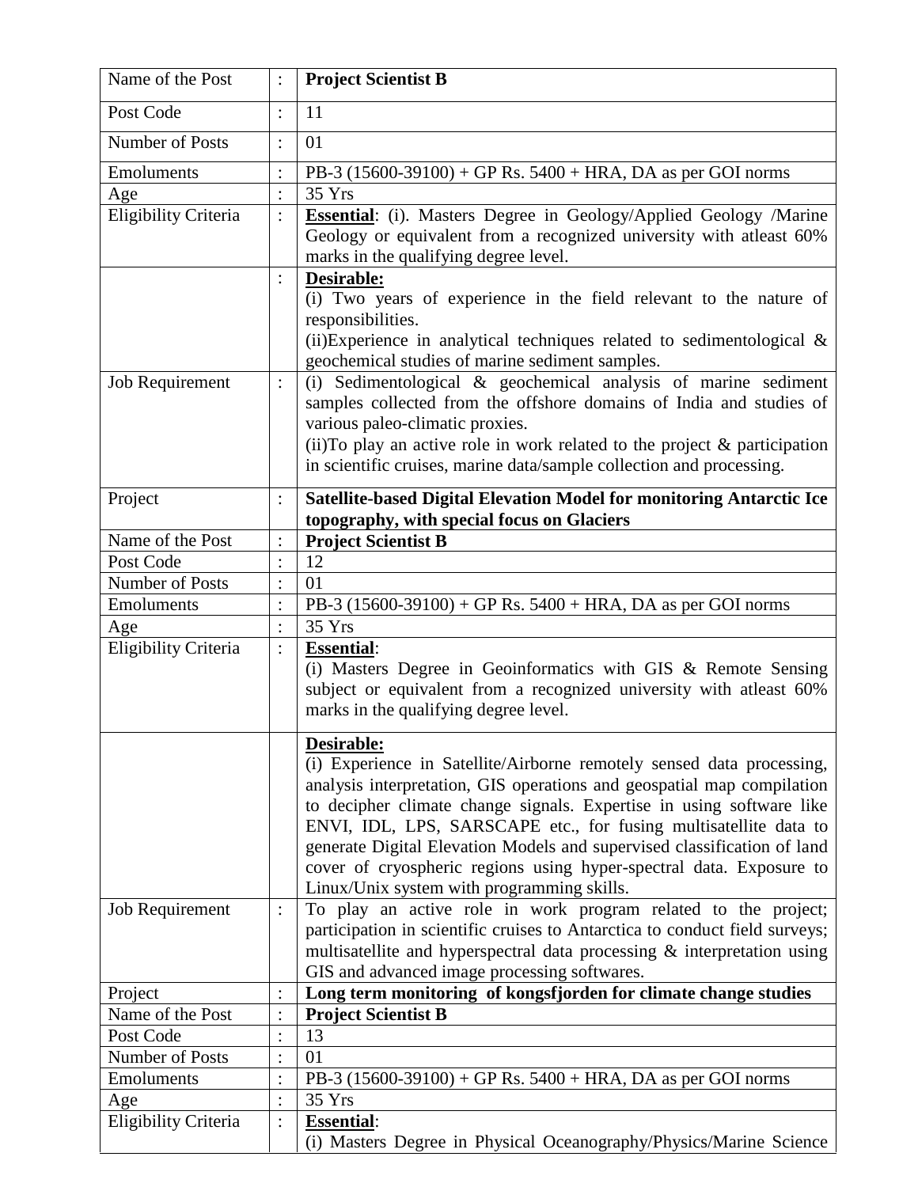| | | |
|---|---|---|
| Name of the Post | : | **Project Scientist B** |
| Post Code | : | 11 |
| Number of Posts | : | 01 |
| Emoluments | : | PB-3 (15600-39100) + GP Rs. 5400 + HRA, DA as per GOI norms |
| Age | : | 35 Yrs |
| Eligibility Criteria | : | **Essential**: (i). Masters Degree in Geology/Applied Geology /Marine Geology or equivalent from a recognized university with atleast 60% marks in the qualifying degree level. |
| | : | **Desirable:**<br>(i) Two years of experience in the field relevant to the nature of responsibilities.<br>(ii)Experience in analytical techniques related to sedimentological & geochemical studies of marine sediment samples. |
| Job Requirement | : | (i) Sedimentological & geochemical analysis of marine sediment samples collected from the offshore domains of India and studies of various paleo-climatic proxies.<br>(ii)To play an active role in work related to the project & participation in scientific cruises, marine data/sample collection and processing. |
| Project | : | **Satellite-based Digital Elevation Model for monitoring Antarctic Ice topography, with special focus on Glaciers** |
| Name of the Post | : | **Project Scientist B** |
| Post Code | : | 12 |
| Number of Posts | : | 01 |
| Emoluments | : | PB-3 (15600-39100) + GP Rs. 5400 + HRA, DA as per GOI norms |
| Age | : | 35 Yrs |
| Eligibility Criteria | : | **Essential**:<br>(i) Masters Degree in Geoinformatics with GIS & Remote Sensing subject or equivalent from a recognized university with atleast 60% marks in the qualifying degree level. |
| | | **Desirable:**<br>(i) Experience in Satellite/Airborne remotely sensed data processing, analysis interpretation, GIS operations and geospatial map compilation to decipher climate change signals. Expertise in using software like ENVI, IDL, LPS, SARSCAPE etc., for fusing multisatellite data to generate Digital Elevation Models and supervised classification of land cover of cryospheric regions using hyper-spectral data. Exposure to Linux/Unix system with programming skills. |
| Job Requirement | : | To play an active role in work program related to the project; participation in scientific cruises to Antarctica to conduct field surveys; multisatellite and hyperspectral data processing & interpretation using GIS and advanced image processing softwares. |
| Project | : | **Long term monitoring of kongsfjorden for climate change studies** |
| Name of the Post | : | **Project Scientist B** |
| Post Code | : | 13 |
| Number of Posts | : | 01 |
| Emoluments | : | PB-3 (15600-39100) + GP Rs. 5400 + HRA, DA as per GOI norms |
| Age | : | 35 Yrs |
| Eligibility Criteria | : | **Essential**:<br>(i) Masters Degree in Physical Oceanography/Physics/Marine Science |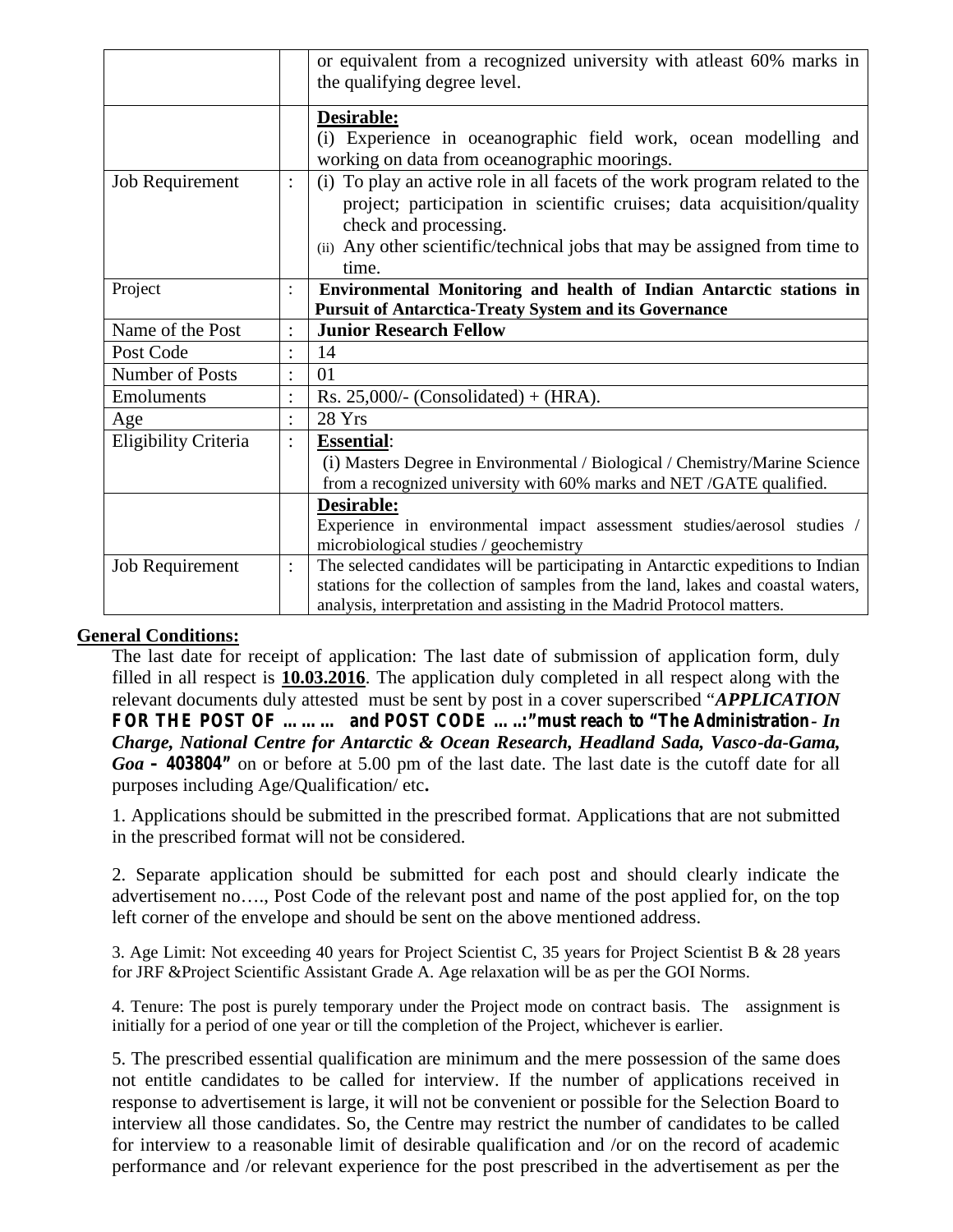| | | |
|---|---|---|
| | | or equivalent from a recognized university with atleast 60% marks in the qualifying degree level. |
| | | **Desirable:** (i) Experience in oceanographic field work, ocean modelling and working on data from oceanographic moorings. |
| Job Requirement | : | (i) To play an active role in all facets of the work program related to the project; participation in scientific cruises; data acquisition/quality check and processing. (ii) Any other scientific/technical jobs that may be assigned from time to time. |
| Project | : | **Environmental Monitoring and health of Indian Antarctic stations in Pursuit of Antarctica-Treaty System and its Governance** |
| Name of the Post | : | **Junior Research Fellow** |
| Post Code | : | 14 |
| Number of Posts | : | 01 |
| Emoluments | : | Rs. 25,000/- (Consolidated) + (HRA). |
| Age | : | 28 Yrs |
| Eligibility Criteria | : | **Essential**: (i) Masters Degree in Environmental / Biological / Chemistry/Marine Science from a recognized university with 60% marks and NET /GATE qualified. |
| | | **Desirable:** Experience in environmental impact assessment studies/aerosol studies / microbiological studies / geochemistry |
| Job Requirement | : | The selected candidates will be participating in Antarctic expeditions to Indian stations for the collection of samples from the land, lakes and coastal waters, analysis, interpretation and assisting in the Madrid Protocol matters. |

**General Conditions:**

The last date for receipt of application: The last date of submission of application form, duly filled in all respect is **10.03.2016**. The application duly completed in all respect along with the relevant documents duly attested must be sent by post in a cover superscribed "***APPLICATION FOR THE POST OF ……… and POST CODE …..:" must reach to "The Administration- In Charge, National Centre for Antarctic & Ocean Research, Headland Sada, Vasco-da-Gama, Goa – 403804"*** on or before at 5.00 pm of the last date. The last date is the cutoff date for all purposes including Age/Qualification/ etc**.**

1. Applications should be submitted in the prescribed format. Applications that are not submitted in the prescribed format will not be considered.

2. Separate application should be submitted for each post and should clearly indicate the advertisement no…., Post Code of the relevant post and name of the post applied for, on the top left corner of the envelope and should be sent on the above mentioned address.

3. Age Limit: Not exceeding 40 years for Project Scientist C, 35 years for Project Scientist B & 28 years for JRF &Project Scientific Assistant Grade A. Age relaxation will be as per the GOI Norms.

4. Tenure: The post is purely temporary under the Project mode on contract basis. The assignment is initially for a period of one year or till the completion of the Project, whichever is earlier.

5. The prescribed essential qualification are minimum and the mere possession of the same does not entitle candidates to be called for interview. If the number of applications received in response to advertisement is large, it will not be convenient or possible for the Selection Board to interview all those candidates. So, the Centre may restrict the number of candidates to be called for interview to a reasonable limit of desirable qualification and /or on the record of academic performance and /or relevant experience for the post prescribed in the advertisement as per the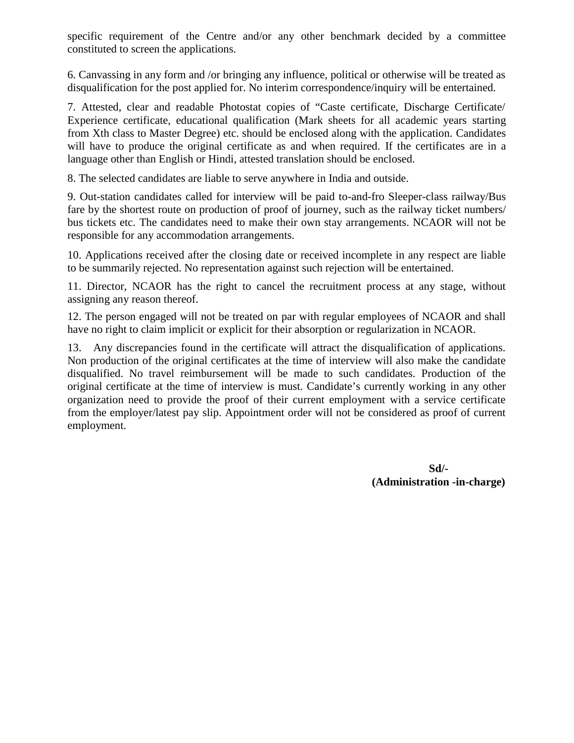specific requirement of the Centre and/or any other benchmark decided by a committee constituted to screen the applications.

6. Canvassing in any form and /or bringing any influence, political or otherwise will be treated as disqualification for the post applied for. No interim correspondence/inquiry will be entertained.

7. Attested, clear and readable Photostat copies of “Caste certificate, Discharge Certificate/ Experience certificate, educational qualification (Mark sheets for all academic years starting from Xth class to Master Degree) etc. should be enclosed along with the application. Candidates will have to produce the original certificate as and when required. If the certificates are in a language other than English or Hindi, attested translation should be enclosed.

8. The selected candidates are liable to serve anywhere in India and outside.

9. Out-station candidates called for interview will be paid to-and-fro Sleeper-class railway/Bus fare by the shortest route on production of proof of journey, such as the railway ticket numbers/ bus tickets etc. The candidates need to make their own stay arrangements. NCAOR will not be responsible for any accommodation arrangements.

10. Applications received after the closing date or received incomplete in any respect are liable to be summarily rejected. No representation against such rejection will be entertained.

11. Director, NCAOR has the right to cancel the recruitment process at any stage, without assigning any reason thereof.

12. The person engaged will not be treated on par with regular employees of NCAOR and shall have no right to claim implicit or explicit for their absorption or regularization in NCAOR.

13. Any discrepancies found in the certificate will attract the disqualification of applications. Non production of the original certificates at the time of interview will also make the candidate disqualified. No travel reimbursement will be made to such candidates. Production of the original certificate at the time of interview is must. Candidate’s currently working in any other organization need to provide the proof of their current employment with a service certificate from the employer/latest pay slip. Appointment order will not be considered as proof of current employment.

**Sd/-**

**(Administration -in-charge)**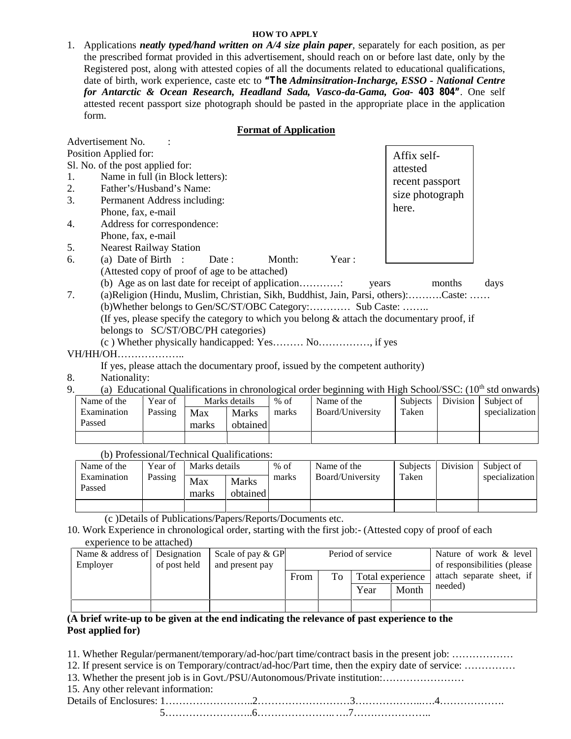**HOW TO APPLY**

1. Applications ***neatly typed/hand written on A/4 size plain paper***, separately for each position, as per the prescribed format provided in this advertisement, should reach on or before last date, only by the Registered post, along with attested copies of all the documents related to educational qualifications, date of birth, work experience, caste etc to **"The** ***Adminsitration-Incharge, ESSO - National Centre for Antarctic & Ocean Research, Headland Sada, Vasco-da-Gama, Goa-*** **403 804"**. One self attested recent passport size photograph should be pasted in the appropriate place in the application form.

**Format of Application**

Advertisement No. :

Position Applied for:

Sl. No. of the post applied for:

Affix self-attested recent passport size photograph here.

1. Name in full (in Block letters):
2. Father's/Husband's Name:
3. Permanent Address including:
   Phone, fax, e-mail
4. Address for correspondence:
   Phone, fax, e-mail
5. Nearest Railway Station
6. (a) Date of Birth : Date : Month: Year :
   (Attested copy of proof of age to be attached)
   (b) Age as on last date for receipt of application…………: years months days
7. (a)Religion (Hindu, Muslim, Christian, Sikh, Buddhist, Jain, Parsi, others):……….Caste: ……
   (b)Whether belongs to Gen/SC/ST/OBC Category:………… Sub Caste: ……..
   (If yes, please specify the category to which you belong & attach the documentary proof, if belongs to SC/ST/OBC/PH categories)
   (c ) Whether physically handicapped: Yes……… No……………, if yes VH/HH/OH………………..
   If yes, please attach the documentary proof, issued by the competent authority)
8. Nationality:
9. (a) Educational Qualifications in chronological order beginning with High School/SSC: (10th std onwards)

| Name of the Examination Passed | Year of Passing | Marks details | | % of marks | Name of the Board/University | Subjects Taken | Division | Subject of specialization |
|---|---|---|---|---|---|---|---|---|
| | | Max marks | Marks obtained | | | | | |
| | | | | | | | | |

(b) Professional/Technical Qualifications:

| Name of the Examination Passed | Year of Passing | Marks details | | % of marks | Name of the Board/University | Subjects Taken | Division | Subject of specialization |
|---|---|---|---|---|---|---|---|---|
| | | Max marks | Marks obtained | | | | | |
| | | | | | | | | |

(c )Details of Publications/Papers/Reports/Documents etc.

10. Work Experience in chronological order, starting with the first job:- (Attested copy of proof of each experience to be attached)

| Name & address of Employer | Designation of post held | Scale of pay & GP and present pay | Period of service | | | | Nature of work & level of responsibilities (please attach separate sheet, if needed) |
|---|---|---|---|---|---|---|---|
| | | | From | To | Total experience | | |
| | | | | | Year | Month | |
| | | | | | | | |

**(A brief write-up to be given at the end indicating the relevance of past experience to the Post applied for)**

11. Whether Regular/permanent/temporary/ad-hoc/part time/contract basis in the present job: ………………
12. If present service is on Temporary/contract/ad-hoc/Part time, then the expiry date of service: ……………
13. Whether the present job is in Govt./PSU/Autonomous/Private institution:……………………
15. Any other relevant information:

Details of Enclosures: 1……………………..2………………………3………………..….4……………….
5……………………..6………………….. ….7…………………..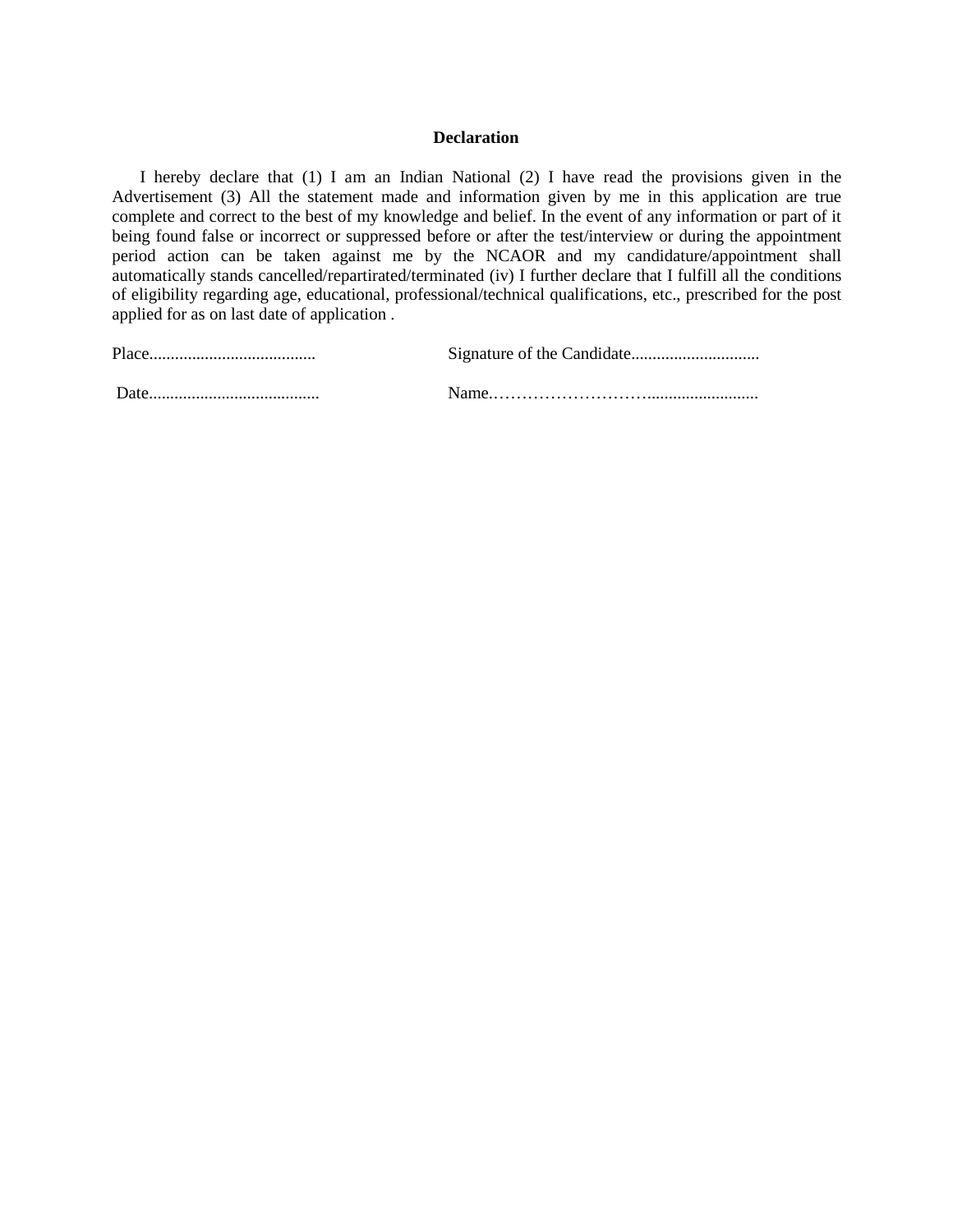**Declaration**

I hereby declare that (1) I am an Indian National (2) I have read the provisions given in the Advertisement (3) All the statement made and information given by me in this application are true complete and correct to the best of my knowledge and belief. In the event of any information or part of it being found false or incorrect or suppressed before or after the test/interview or during the appointment period action can be taken against me by the NCAOR and my candidature/appointment shall automatically stands cancelled/repartirated/terminated (iv) I further declare that I fulfill all the conditions of eligibility regarding age, educational, professional/technical qualifications, etc., prescribed for the post applied for as on last date of application .

Place.......................................     Signature of the Candidate..............................

Date........................................     Name.……………………….........................